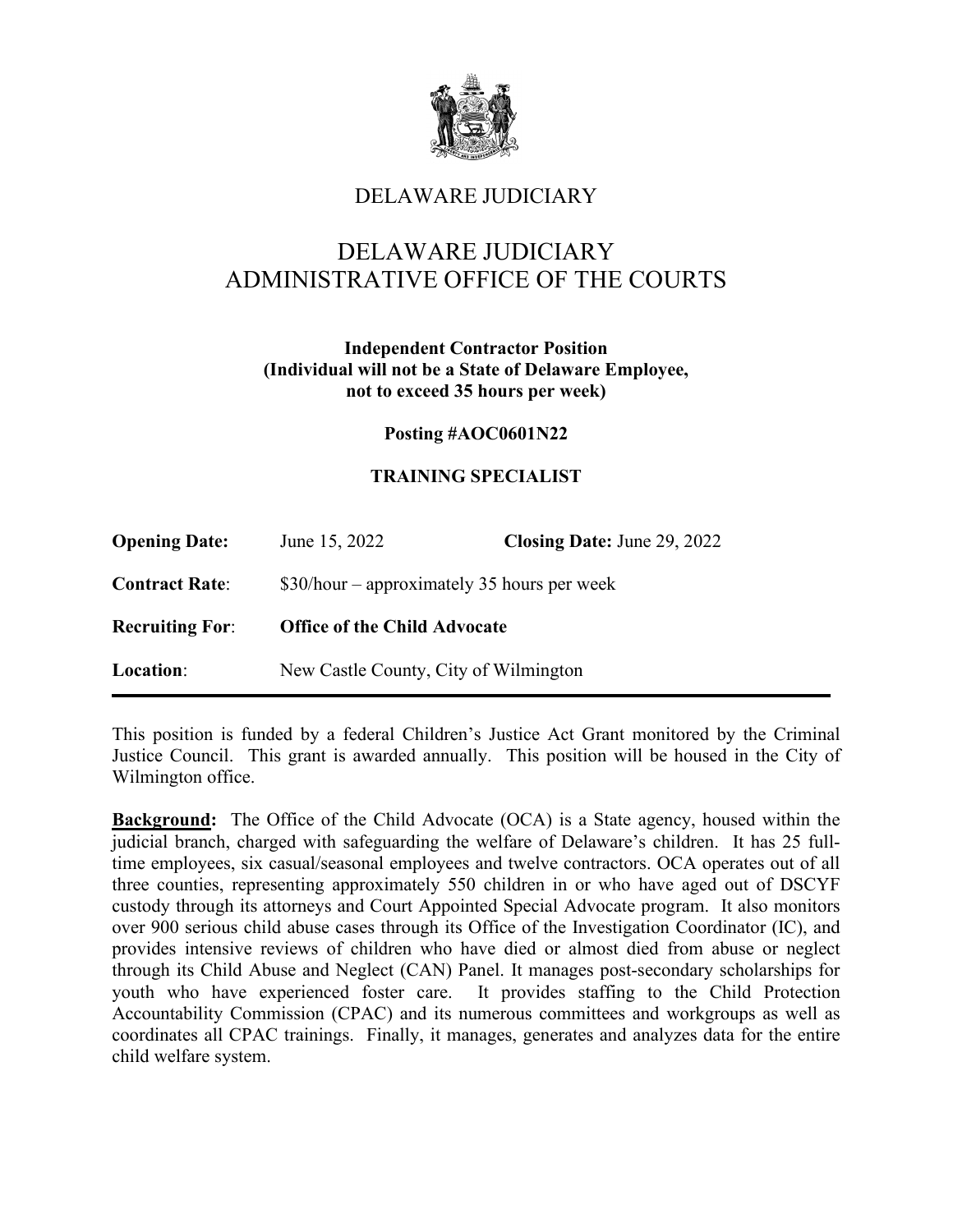# DELAWARE JUDICIARY

## DELAWARE JUDICIARY
## ADMINISTRATIVE OFFICE OF THE COURTS

**Independent Contractor Position**
**(Individual will not be a State of Delaware Employee, not to exceed 35 hours per week)**

**Posting #AOC0601N22**

**TRAINING SPECIALIST**

**Opening Date:** June 15, 2022 **Closing Date:** June 29, 2022

**Contract Rate**: $30/hour – approximately 35 hours per week

**Recruiting For**: **Office of the Child Advocate**

**Location**: New Castle County, City of Wilmington

---

This position is funded by a federal Children's Justice Act Grant monitored by the Criminal Justice Council. This grant is awarded annually. This position will be housed in the City of Wilmington office.

**Background:** The Office of the Child Advocate (OCA) is a State agency, housed within the judicial branch, charged with safeguarding the welfare of Delaware's children. It has 25 full-time employees, six casual/seasonal employees and twelve contractors. OCA operates out of all three counties, representing approximately 550 children in or who have aged out of DSCYF custody through its attorneys and Court Appointed Special Advocate program. It also monitors over 900 serious child abuse cases through its Office of the Investigation Coordinator (IC), and provides intensive reviews of children who have died or almost died from abuse or neglect through its Child Abuse and Neglect (CAN) Panel. It manages post-secondary scholarships for youth who have experienced foster care. It provides staffing to the Child Protection Accountability Commission (CPAC) and its numerous committees and workgroups as well as coordinates all CPAC trainings. Finally, it manages, generates and analyzes data for the entire child welfare system.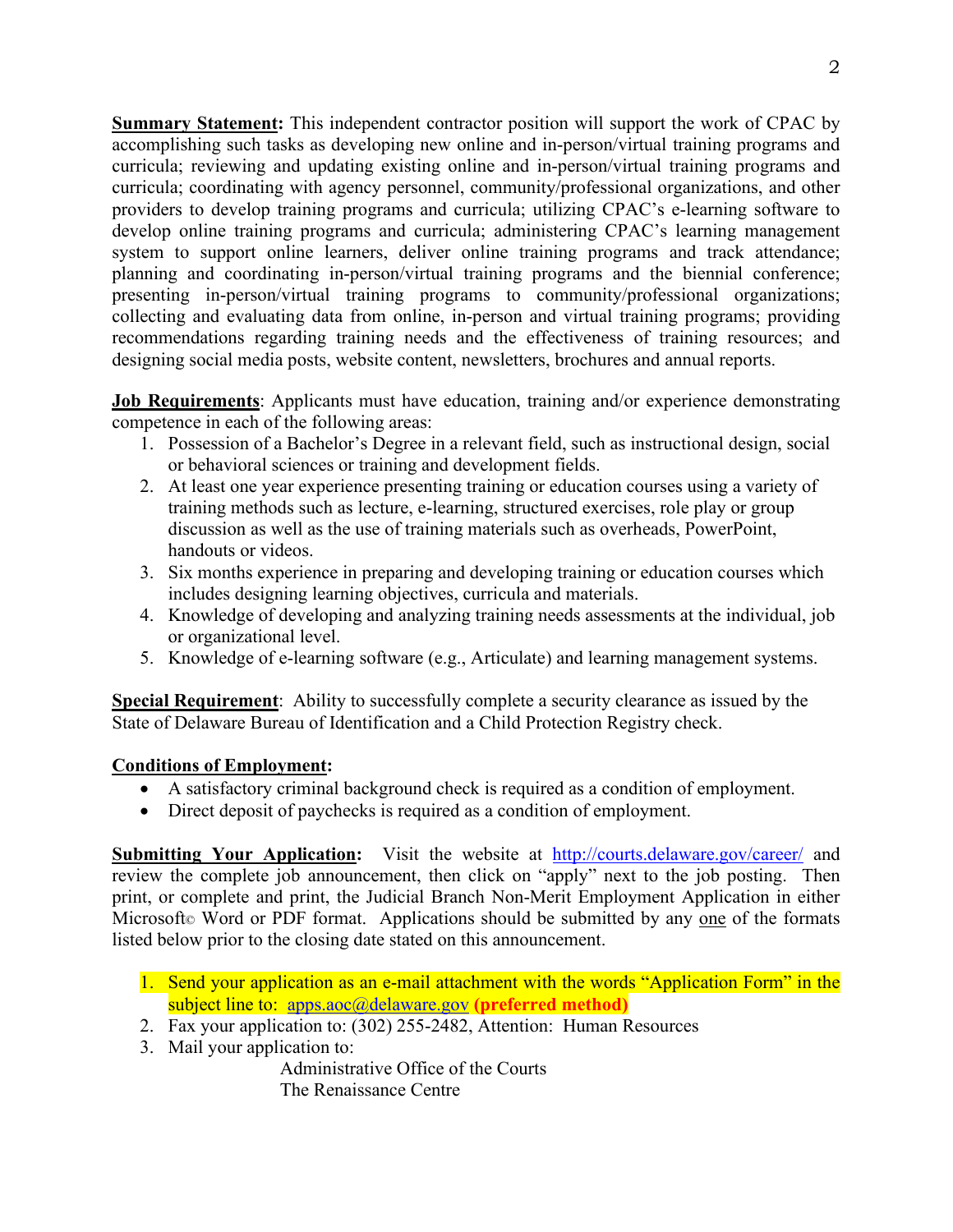**Summary Statement:** This independent contractor position will support the work of CPAC by accomplishing such tasks as developing new online and in-person/virtual training programs and curricula; reviewing and updating existing online and in-person/virtual training programs and curricula; coordinating with agency personnel, community/professional organizations, and other providers to develop training programs and curricula; utilizing CPAC's e-learning software to develop online training programs and curricula; administering CPAC's learning management system to support online learners, deliver online training programs and track attendance; planning and coordinating in-person/virtual training programs and the biennial conference; presenting in-person/virtual training programs to community/professional organizations; collecting and evaluating data from online, in-person and virtual training programs; providing recommendations regarding training needs and the effectiveness of training resources; and designing social media posts, website content, newsletters, brochures and annual reports.

**Job Requirements**: Applicants must have education, training and/or experience demonstrating competence in each of the following areas:

1. Possession of a Bachelor's Degree in a relevant field, such as instructional design, social or behavioral sciences or training and development fields.
2. At least one year experience presenting training or education courses using a variety of training methods such as lecture, e-learning, structured exercises, role play or group discussion as well as the use of training materials such as overheads, PowerPoint, handouts or videos.
3. Six months experience in preparing and developing training or education courses which includes designing learning objectives, curricula and materials.
4. Knowledge of developing and analyzing training needs assessments at the individual, job or organizational level.
5. Knowledge of e-learning software (e.g., Articulate) and learning management systems.

**Special Requirement**: Ability to successfully complete a security clearance as issued by the State of Delaware Bureau of Identification and a Child Protection Registry check.

**Conditions of Employment:**

- A satisfactory criminal background check is required as a condition of employment.
- Direct deposit of paychecks is required as a condition of employment.

**Submitting Your Application:** Visit the website at http://courts.delaware.gov/career/ and review the complete job announcement, then click on "apply" next to the job posting. Then print, or complete and print, the Judicial Branch Non-Merit Employment Application in either Microsoft© Word or PDF format. Applications should be submitted by any one of the formats listed below prior to the closing date stated on this announcement.

1. Send your application as an e-mail attachment with the words "Application Form" in the subject line to: apps.aoc@delaware.gov **(preferred method)**
2. Fax your application to: (302) 255-2482, Attention: Human Resources
3. Mail your application to:

   Administrative Office of the Courts
   The Renaissance Centre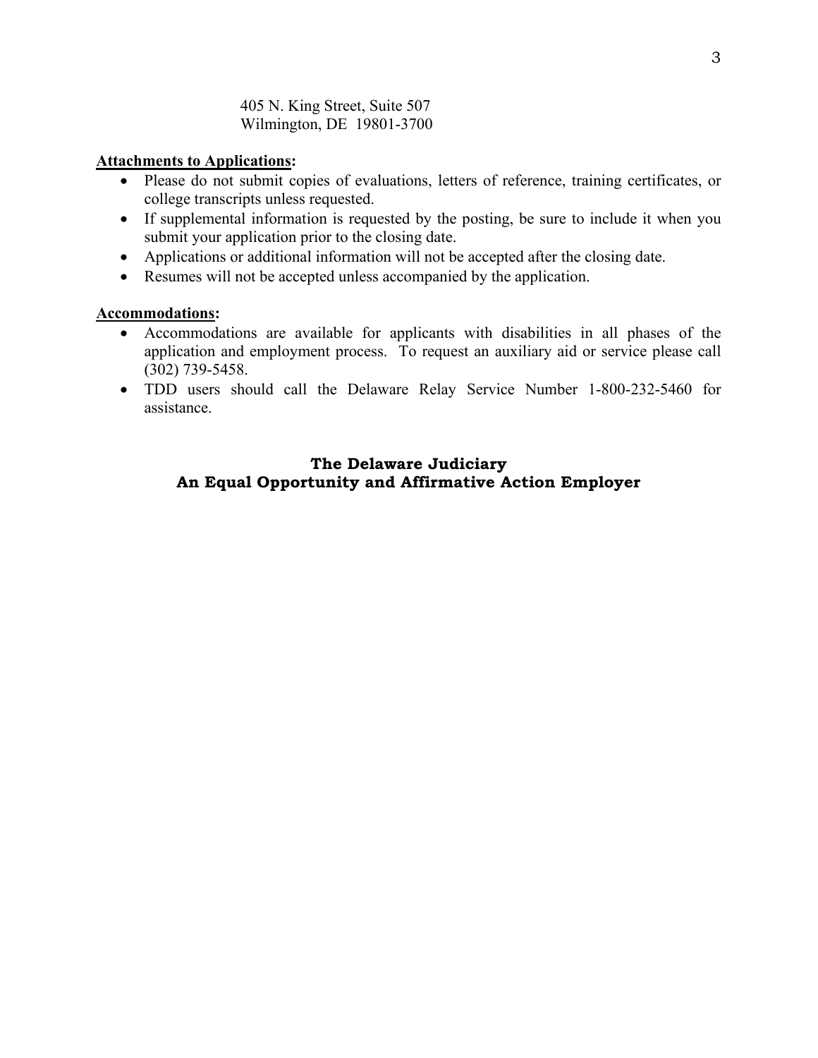405 N. King Street, Suite 507
Wilmington, DE  19801-3700

**Attachments to Applications:**

- Please do not submit copies of evaluations, letters of reference, training certificates, or college transcripts unless requested.
- If supplemental information is requested by the posting, be sure to include it when you submit your application prior to the closing date.
- Applications or additional information will not be accepted after the closing date.
- Resumes will not be accepted unless accompanied by the application.

**Accommodations:**

- Accommodations are available for applicants with disabilities in all phases of the application and employment process. To request an auxiliary aid or service please call (302) 739-5458.
- TDD users should call the Delaware Relay Service Number 1-800-232-5460 for assistance.

**The Delaware Judiciary**
**An Equal Opportunity and Affirmative Action Employer**